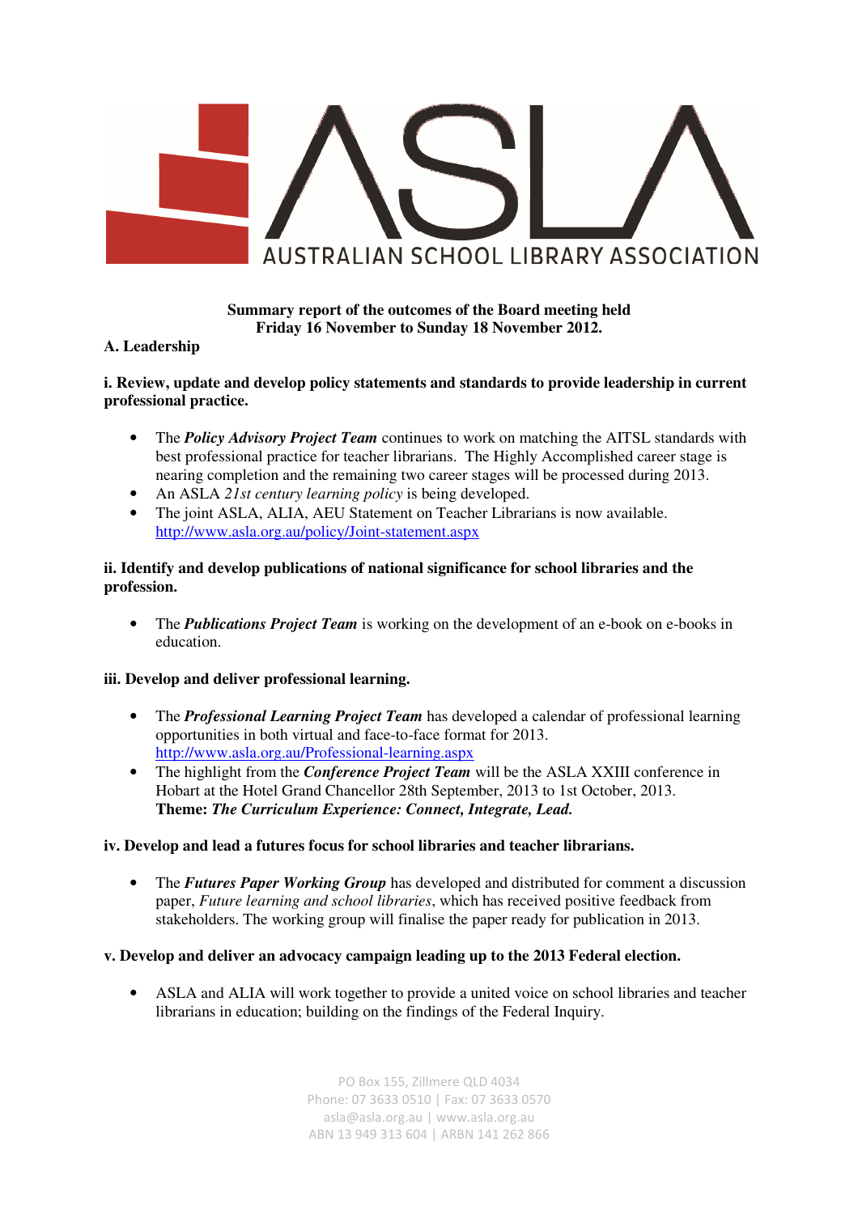# ASLA

AUSTRALIAN SCHOOL LIBRARY ASSOCIATION

**Summary report of the outcomes of the Board meeting held Friday 16 November to Sunday 18 November 2012.**

## A. Leadership

### i. Review, update and develop policy statements and standards to provide leadership in current professional practice.

- The ***Policy Advisory Project Team*** continues to work on matching the AITSL standards with best professional practice for teacher librarians. The Highly Accomplished career stage is nearing completion and the remaining two career stages will be processed during 2013.
- An ASLA *21st century learning policy* is being developed.
- The joint ASLA, ALIA, AEU Statement on Teacher Librarians is now available. http://www.asla.org.au/policy/Joint-statement.aspx

### ii. Identify and develop publications of national significance for school libraries and the profession.

- The ***Publications Project Team*** is working on the development of an e-book on e-books in education.

### iii. Develop and deliver professional learning.

- The ***Professional Learning Project Team*** has developed a calendar of professional learning opportunities in both virtual and face-to-face format for 2013. http://www.asla.org.au/Professional-learning.aspx
- The highlight from the ***Conference Project Team*** will be the ASLA XXIII conference in Hobart at the Hotel Grand Chancellor 28th September, 2013 to 1st October, 2013. **Theme: *The Curriculum Experience: Connect, Integrate, Lead.***

### iv. Develop and lead a futures focus for school libraries and teacher librarians.

- The ***Futures Paper Working Group*** has developed and distributed for comment a discussion paper, *Future learning and school libraries*, which has received positive feedback from stakeholders. The working group will finalise the paper ready for publication in 2013.

### v. Develop and deliver an advocacy campaign leading up to the 2013 Federal election.

- ASLA and ALIA will work together to provide a united voice on school libraries and teacher librarians in education; building on the findings of the Federal Inquiry.

PO Box 155, Zillmere QLD 4034
Phone: 07 3633 0510 | Fax: 07 3633 0570
asla@asla.org.au | www.asla.org.au
ABN 13 949 313 604 | ARBN 141 262 866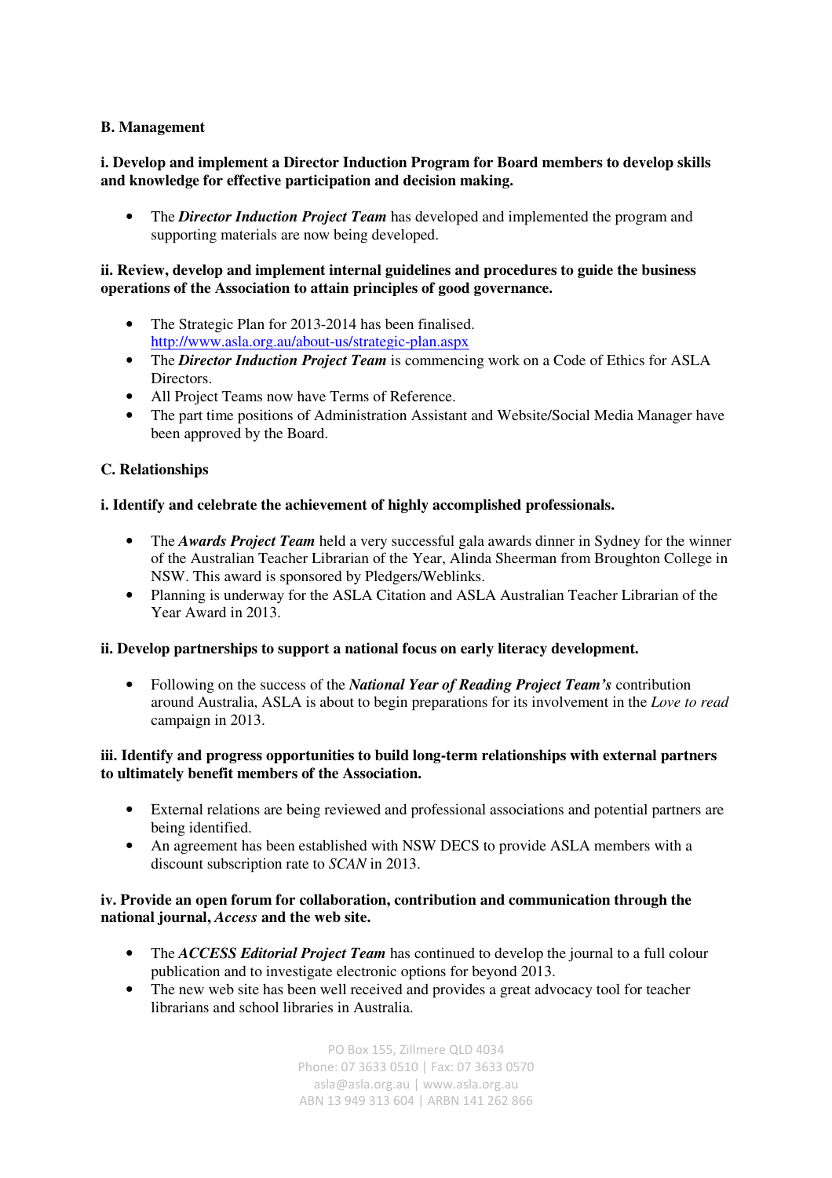**B. Management**

**i. Develop and implement a Director Induction Program for Board members to develop skills and knowledge for effective participation and decision making.**

- The ***Director Induction Project Team*** has developed and implemented the program and supporting materials are now being developed.

**ii. Review, develop and implement internal guidelines and procedures to guide the business operations of the Association to attain principles of good governance.**

- The Strategic Plan for 2013-2014 has been finalised. http://www.asla.org.au/about-us/strategic-plan.aspx
- The ***Director Induction Project Team*** is commencing work on a Code of Ethics for ASLA Directors.
- All Project Teams now have Terms of Reference.
- The part time positions of Administration Assistant and Website/Social Media Manager have been approved by the Board.

**C. Relationships**

**i. Identify and celebrate the achievement of highly accomplished professionals.**

- The ***Awards Project Team*** held a very successful gala awards dinner in Sydney for the winner of the Australian Teacher Librarian of the Year, Alinda Sheerman from Broughton College in NSW. This award is sponsored by Pledgers/Weblinks.
- Planning is underway for the ASLA Citation and ASLA Australian Teacher Librarian of the Year Award in 2013.

**ii. Develop partnerships to support a national focus on early literacy development.**

- Following on the success of the ***National Year of Reading Project Team's*** contribution around Australia, ASLA is about to begin preparations for its involvement in the *Love to read* campaign in 2013.

**iii. Identify and progress opportunities to build long-term relationships with external partners to ultimately benefit members of the Association.**

- External relations are being reviewed and professional associations and potential partners are being identified.
- An agreement has been established with NSW DECS to provide ASLA members with a discount subscription rate to *SCAN* in 2013.

**iv. Provide an open forum for collaboration, contribution and communication through the national journal, *Access* and the web site.**

- The ***ACCESS Editorial Project Team*** has continued to develop the journal to a full colour publication and to investigate electronic options for beyond 2013.
- The new web site has been well received and provides a great advocacy tool for teacher librarians and school libraries in Australia.